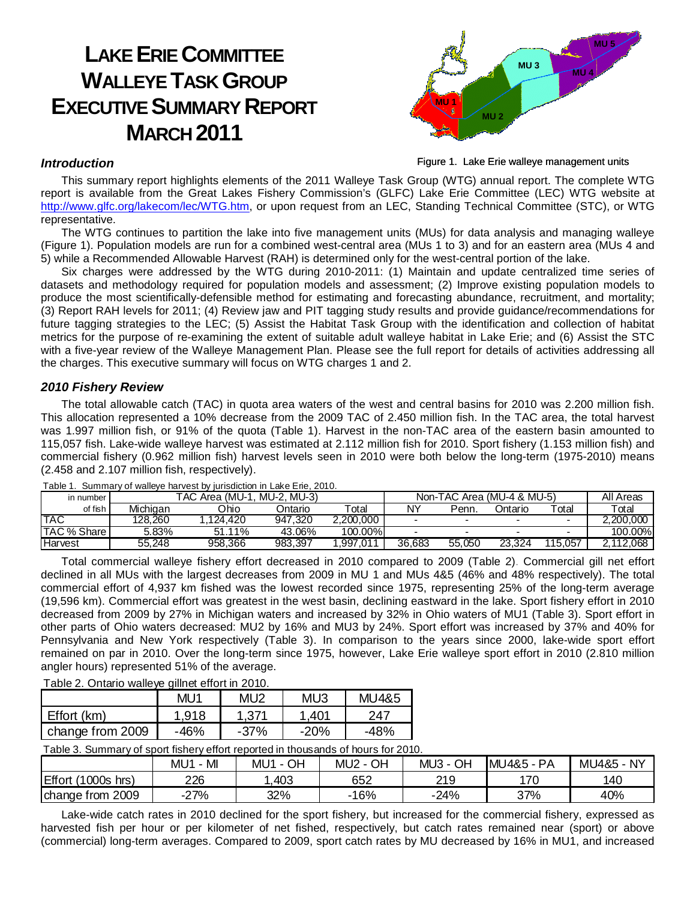# LAKE ERIE COMMITTEE WALLEYE TASK GROUP EXECUTIVE SUMMARY REPORT MARCH 2011

Figure 1. Lake Erie walleye management units

### *Introduction*

This summary report highlights elements of the 2011 Walleye Task Group (WTG) annual report. The complete WTG report is available from the Great Lakes Fishery Commission's (GLFC) Lake Erie Committee (LEC) WTG website at http://www.glfc.org/lakecom/lec/WTG.htm, or upon request from an LEC, Standing Technical Committee (STC), or WTG representative.

The WTG continues to partition the lake into five management units (MUs) for data analysis and managing walleye (Figure 1). Population models are run for a combined west-central area (MUs 1 to 3) and for an eastern area (MUs 4 and 5) while a Recommended Allowable Harvest (RAH) is determined only for the west-central portion of the lake.

Six charges were addressed by the WTG during 2010-2011: (1) Maintain and update centralized time series of datasets and methodology required for population models and assessment; (2) Improve existing population models to produce the most scientifically-defensible method for estimating and forecasting abundance, recruitment, and mortality; (3) Report RAH levels for 2011; (4) Review jaw and PIT tagging study results and provide guidance/recommendations for future tagging strategies to the LEC; (5) Assist the Habitat Task Group with the identification and collection of habitat metrics for the purpose of re-examining the extent of suitable adult walleye habitat in Lake Erie; and (6) Assist the STC with a five-year review of the Walleye Management Plan. Please see the full report for details of activities addressing all the charges. This executive summary will focus on WTG charges 1 and 2.

### *2010 Fishery Review*

The total allowable catch (TAC) in quota area waters of the west and central basins for 2010 was 2.200 million fish. This allocation represented a 10% decrease from the 2009 TAC of 2.450 million fish. In the TAC area, the total harvest was 1.997 million fish, or 91% of the quota (Table 1). Harvest in the non-TAC area of the eastern basin amounted to 115,057 fish. Lake-wide walleye harvest was estimated at 2.112 million fish for 2010. Sport fishery (1.153 million fish) and commercial fishery (0.962 million fish) harvest levels seen in 2010 were both below the long-term (1975-2010) means (2.458 and 2.107 million fish, respectively).

Table 1. Summary of walleye harvest by jurisdiction in Lake Erie, 2010.

| in number | TAC Area (MU-1, MU-2, MU-3) | | | | Non-TAC Area (MU-4 & MU-5) | | | | All Areas |
|---|---|---|---|---|---|---|---|---|---|
| of fish | Michigan | Ohio | Ontario | Total | NY | Penn. | Ontario | Total | Total |
| TAC | 128,260 | 1,124,420 | 947,320 | 2,200,000 | - | - | - | - | 2,200,000 |
| TAC % Share | 5.83% | 51.11% | 43.06% | 100.00% | - | - | - | - | 100.00% |
| Harvest | 55,248 | 958,366 | 983,397 | 1,997,011 | 36,683 | 55,050 | 23,324 | 115,057 | 2,112,068 |

Total commercial walleye fishery effort decreased in 2010 compared to 2009 (Table 2). Commercial gill net effort declined in all MUs with the largest decreases from 2009 in MU 1 and MUs 4&5 (46% and 48% respectively). The total commercial effort of 4,937 km fished was the lowest recorded since 1975, representing 25% of the long-term average (19,596 km). Commercial effort was greatest in the west basin, declining eastward in the lake. Sport fishery effort in 2010 decreased from 2009 by 27% in Michigan waters and increased by 32% in Ohio waters of MU1 (Table 3). Sport effort in other parts of Ohio waters decreased: MU2 by 16% and MU3 by 24%. Sport effort was increased by 37% and 40% for Pennsylvania and New York respectively (Table 3). In comparison to the years since 2000, lake-wide sport effort remained on par in 2010. Over the long-term since 1975, however, Lake Erie walleye sport effort in 2010 (2.810 million angler hours) represented 51% of the average.

Table 2. Ontario walleye gillnet effort in 2010.

| | MU1 | MU2 | MU3 | MU4&5 |
|---|---|---|---|---|
| Effort (km) | 1,918 | 1,371 | 1,401 | 247 |
| change from 2009 | -46% | -37% | -20% | -48% |

Table 3. Summary of sport fishery effort reported in thousands of hours for 2010.

| | MU1 - MI | MU1 - OH | MU2 - OH | MU3 - OH | MU4&5 - PA | MU4&5 - NY |
|---|---|---|---|---|---|---|
| Effort (1000s hrs) | 226 | 1,403 | 652 | 219 | 170 | 140 |
| change from 2009 | -27% | 32% | -16% | -24% | 37% | 40% |

Lake-wide catch rates in 2010 declined for the sport fishery, but increased for the commercial fishery, expressed as harvested fish per hour or per kilometer of net fished, respectively, but catch rates remained near (sport) or above (commercial) long-term averages. Compared to 2009, sport catch rates by MU decreased by 16% in MU1, and increased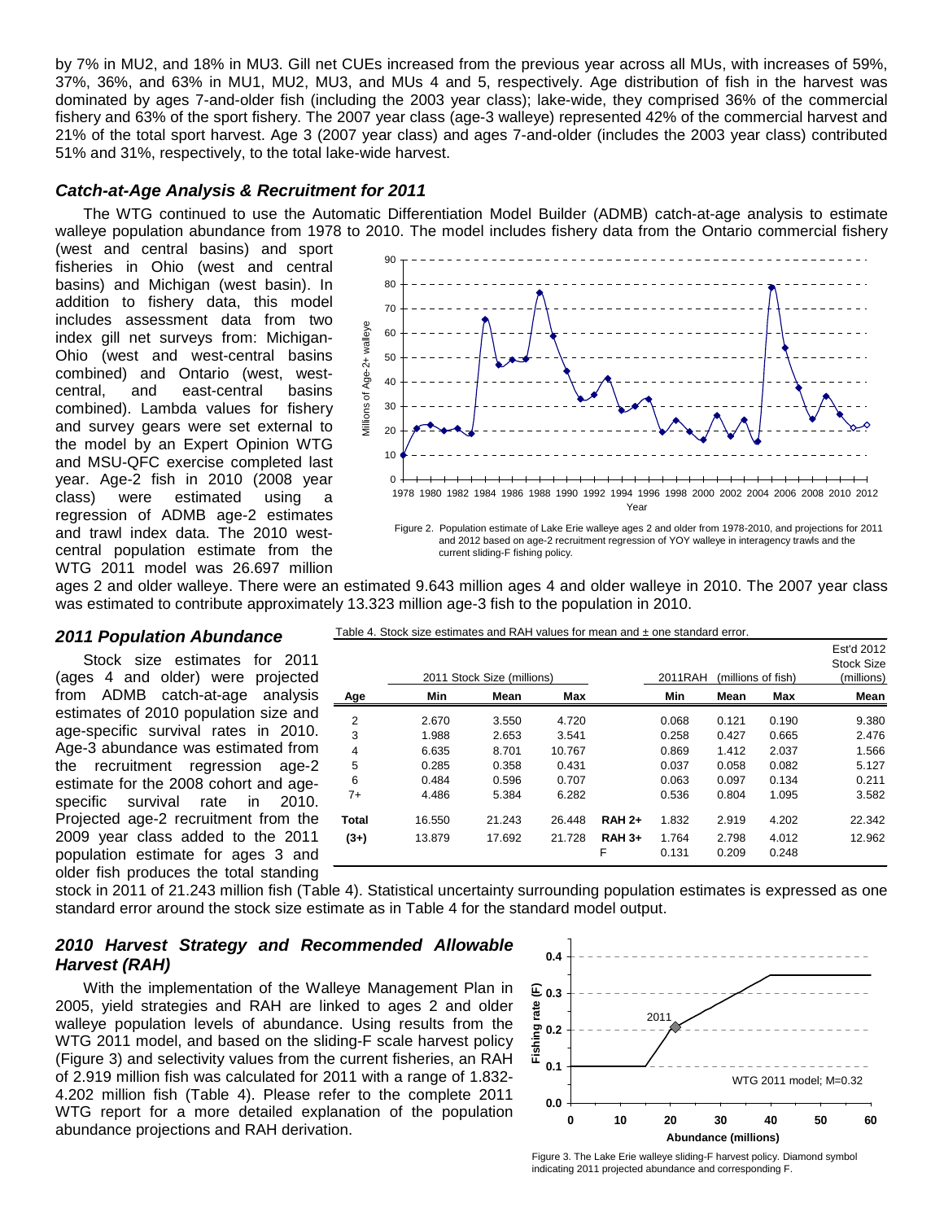by 7% in MU2, and 18% in MU3. Gill net CUEs increased from the previous year across all MUs, with increases of 59%, 37%, 36%, and 63% in MU1, MU2, MU3, and MUs 4 and 5, respectively. Age distribution of fish in the harvest was dominated by ages 7-and-older fish (including the 2003 year class); lake-wide, they comprised 36% of the commercial fishery and 63% of the sport fishery. The 2007 year class (age-3 walleye) represented 42% of the commercial harvest and 21% of the total sport harvest. Age 3 (2007 year class) and ages 7-and-older (includes the 2003 year class) contributed 51% and 31%, respectively, to the total lake-wide harvest.

### *Catch-at-Age Analysis & Recruitment for 2011*

The WTG continued to use the Automatic Differentiation Model Builder (ADMB) catch-at-age analysis to estimate walleye population abundance from 1978 to 2010. The model includes fishery data from the Ontario commercial fishery (west and central basins) and sport fisheries in Ohio (west and central basins) and Michigan (west basin). In addition to fishery data, this model includes assessment data from two index gill net surveys from: Michigan-Ohio (west and west-central basins combined) and Ontario (west, west-central, and east-central basins combined). Lambda values for fishery and survey gears were set external to the model by an Expert Opinion WTG and MSU-QFC exercise completed last year. Age-2 fish in 2010 (2008 year class) were estimated using a regression of ADMB age-2 estimates and trawl index data. The 2010 west-central population estimate from the WTG 2011 model was 26.697 million ages 2 and older walleye. There were an estimated 9.643 million ages 4 and older walleye in 2010. The 2007 year class was estimated to contribute approximately 13.323 million age-3 fish to the population in 2010.

Millions of Age-2+ walleye

90
80
70
60
50
40
30
20
10
0

1978 1980 1982 1984 1986 1988 1990 1992 1994 1996 1998 2000 2002 2004 2006 2008 2010 2012

Year

Figure 2. Population estimate of Lake Erie walleye ages 2 and older from 1978-2010, and projections for 2011 and 2012 based on age-2 recruitment regression of YOY walleye in interagency trawls and the current sliding-F fishing policy.

### *2011 Population Abundance*

Stock size estimates for 2011 (ages 4 and older) were projected from ADMB catch-at-age analysis estimates of 2010 population size and age-specific survival rates in 2010. Age-3 abundance was estimated from the recruitment regression age-2 estimate for the 2008 cohort and age-specific survival rate in 2010. Projected age-2 recruitment from the 2009 year class added to the 2011 population estimate for ages 3 and older fish produces the total standing stock in 2011 of 21.243 million fish (Table 4). Statistical uncertainty surrounding population estimates is expressed as one standard error around the stock size estimate as in Table 4 for the standard model output.

Table 4. Stock size estimates and RAH values for mean and ± one standard error.

| | 2011 Stock Size (millions) | | | | 2011RAH (millions of fish) | | | Est'd 2012 Stock Size (millions) |
|---|---|---|---|---|---|---|---|---|
| **Age** | **Min** | **Mean** | **Max** | | **Min** | **Mean** | **Max** | **Mean** |
| 2 | 2.670 | 3.550 | 4.720 | | 0.068 | 0.121 | 0.190 | 9.380 |
| 3 | 1.988 | 2.653 | 3.541 | | 0.258 | 0.427 | 0.665 | 2.476 |
| 4 | 6.635 | 8.701 | 10.767 | | 0.869 | 1.412 | 2.037 | 1.566 |
| 5 | 0.285 | 0.358 | 0.431 | | 0.037 | 0.058 | 0.082 | 5.127 |
| 6 | 0.484 | 0.596 | 0.707 | | 0.063 | 0.097 | 0.134 | 0.211 |
| 7+ | 4.486 | 5.384 | 6.282 | | 0.536 | 0.804 | 1.095 | 3.582 |
| **Total** | 16.550 | 21.243 | 26.448 | **RAH 2+** | 1.832 | 2.919 | 4.202 | 22.342 |
| **(3+)** | 13.879 | 17.692 | 21.728 | **RAH 3+** | 1.764 | 2.798 | 4.012 | 12.962 |
| | | | | F | 0.131 | 0.209 | 0.248 | |

### *2010 Harvest Strategy and Recommended Allowable Harvest (RAH)*

With the implementation of the Walleye Management Plan in 2005, yield strategies and RAH are linked to ages 2 and older walleye population levels of abundance. Using results from the WTG 2011 model, and based on the sliding-F scale harvest policy (Figure 3) and selectivity values from the current fisheries, an RAH of 2.919 million fish was calculated for 2011 with a range of 1.832-4.202 million fish (Table 4). Please refer to the complete 2011 WTG report for a more detailed explanation of the population abundance projections and RAH derivation.

Fishing rate (F)

0.4
0.3
0.2
0.1
0.0

2011

WTG 2011 model; M=0.32

0 10 20 30 40 50 60

Abundance (millions)

Figure 3. The Lake Erie walleye sliding-F harvest policy. Diamond symbol indicating 2011 projected abundance and corresponding F.